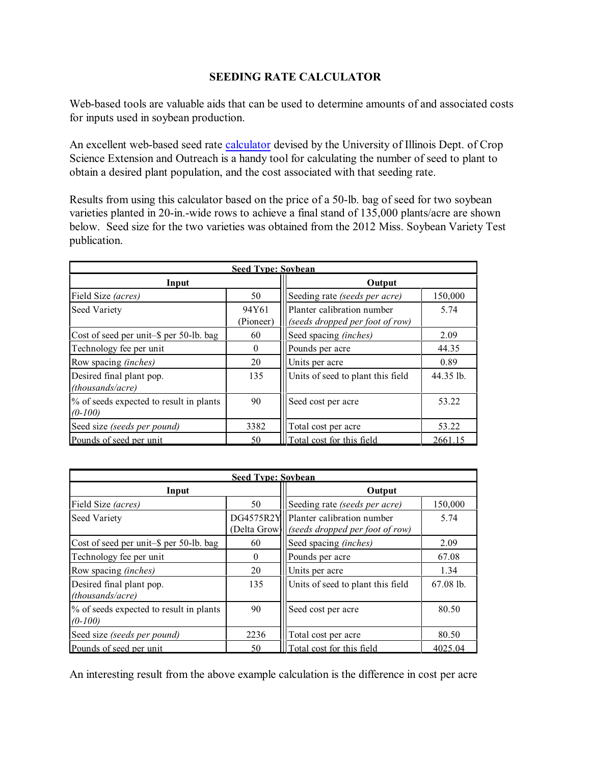# SEEDING RATE CALCULATOR

Web-based tools are valuable aids that can be used to determine amounts of and associated costs for inputs used in soybean production.

An excellent web-based seed rate calculator devised by the University of Illinois Dept. of Crop Science Extension and Outreach is a handy tool for calculating the number of seed to plant to obtain a desired plant population, and the cost associated with that seeding rate.

Results from using this calculator based on the price of a 50-lb. bag of seed for two soybean varieties planted in 20-in.-wide rows to achieve a final stand of 135,000 plants/acre are shown below. Seed size for the two varieties was obtained from the 2012 Miss. Soybean Variety Test publication.

| **Seed Type: Soybean** | | | |
|---|---|---|---|
| **Input** | | **Output** | |
| Field Size *(acres)* | 50 | Seeding rate *(seeds per acre)* | 150,000 |
| Seed Variety | 94Y61 (Pioneer) | Planter calibration number *(seeds dropped per foot of row)* | 5.74 |
| Cost of seed per unit–$ per 50-lb. bag | 60 | Seed spacing *(inches)* | 2.09 |
| Technology fee per unit | 0 | Pounds per acre | 44.35 |
| Row spacing *(inches)* | 20 | Units per acre | 0.89 |
| Desired final plant pop. *(thousands/acre)* | 135 | Units of seed to plant this field | 44.35 lb. |
| % of seeds expected to result in plants *(0-100)* | 90 | Seed cost per acre | 53.22 |
| Seed size *(seeds per pound)* | 3382 | Total cost per acre | 53.22 |
| Pounds of seed per unit | 50 | Total cost for this field | 2661.15 |

| **Seed Type: Soybean** | | | |
|---|---|---|---|
| **Input** | | **Output** | |
| Field Size *(acres)* | 50 | Seeding rate *(seeds per acre)* | 150,000 |
| Seed Variety | DG4575R2Y (Delta Grow) | Planter calibration number *(seeds dropped per foot of row)* | 5.74 |
| Cost of seed per unit–$ per 50-lb. bag | 60 | Seed spacing *(inches)* | 2.09 |
| Technology fee per unit | 0 | Pounds per acre | 67.08 |
| Row spacing *(inches)* | 20 | Units per acre | 1.34 |
| Desired final plant pop. *(thousands/acre)* | 135 | Units of seed to plant this field | 67.08 lb. |
| % of seeds expected to result in plants *(0-100)* | 90 | Seed cost per acre | 80.50 |
| Seed size *(seeds per pound)* | 2236 | Total cost per acre | 80.50 |
| Pounds of seed per unit | 50 | Total cost for this field | 4025.04 |

An interesting result from the above example calculation is the difference in cost per acre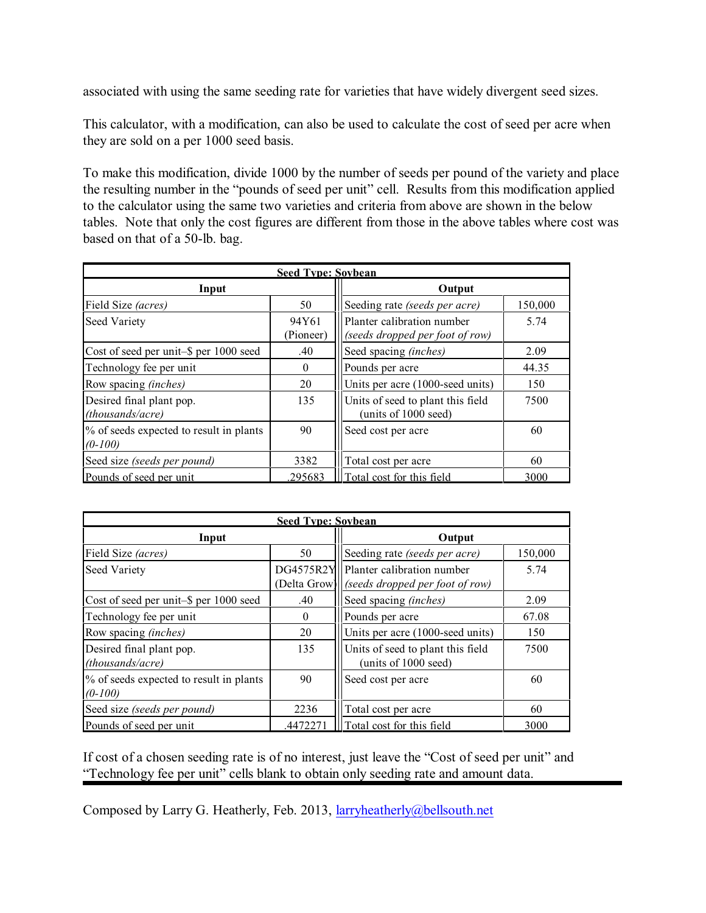associated with using the same seeding rate for varieties that have widely divergent seed sizes.

This calculator, with a modification, can also be used to calculate the cost of seed per acre when they are sold on a per 1000 seed basis.

To make this modification, divide 1000 by the number of seeds per pound of the variety and place the resulting number in the "pounds of seed per unit" cell. Results from this modification applied to the calculator using the same two varieties and criteria from above are shown in the below tables. Note that only the cost figures are different from those in the above tables where cost was based on that of a 50-lb. bag.

| Seed Type: Soybean | | | |
|---|---|---|---|
| **Input** | | **Output** | |
| Field Size *(acres)* | 50 | Seeding rate *(seeds per acre)* | 150,000 |
| Seed Variety | 94Y61 (Pioneer) | Planter calibration number *(seeds dropped per foot of row)* | 5.74 |
| Cost of seed per unit–$ per 1000 seed | .40 | Seed spacing *(inches)* | 2.09 |
| Technology fee per unit | 0 | Pounds per acre | 44.35 |
| Row spacing *(inches)* | 20 | Units per acre (1000-seed units) | 150 |
| Desired final plant pop. *(thousands/acre)* | 135 | Units of seed to plant this field (units of 1000 seed) | 7500 |
| % of seeds expected to result in plants *(0-100)* | 90 | Seed cost per acre | 60 |
| Seed size *(seeds per pound)* | 3382 | Total cost per acre | 60 |
| Pounds of seed per unit | .295683 | Total cost for this field | 3000 |

| Seed Type: Soybean | | | |
|---|---|---|---|
| **Input** | | **Output** | |
| Field Size *(acres)* | 50 | Seeding rate *(seeds per acre)* | 150,000 |
| Seed Variety | DG4575R2Y (Delta Grow) | Planter calibration number *(seeds dropped per foot of row)* | 5.74 |
| Cost of seed per unit–$ per 1000 seed | .40 | Seed spacing *(inches)* | 2.09 |
| Technology fee per unit | 0 | Pounds per acre | 67.08 |
| Row spacing *(inches)* | 20 | Units per acre (1000-seed units) | 150 |
| Desired final plant pop. *(thousands/acre)* | 135 | Units of seed to plant this field (units of 1000 seed) | 7500 |
| % of seeds expected to result in plants *(0-100)* | 90 | Seed cost per acre | 60 |
| Seed size *(seeds per pound)* | 2236 | Total cost per acre | 60 |
| Pounds of seed per unit | .4472271 | Total cost for this field | 3000 |

If cost of a chosen seeding rate is of no interest, just leave the "Cost of seed per unit" and "Technology fee per unit" cells blank to obtain only seeding rate and amount data.

---

Composed by Larry G. Heatherly, Feb. 2013, larryheatherly@bellsouth.net